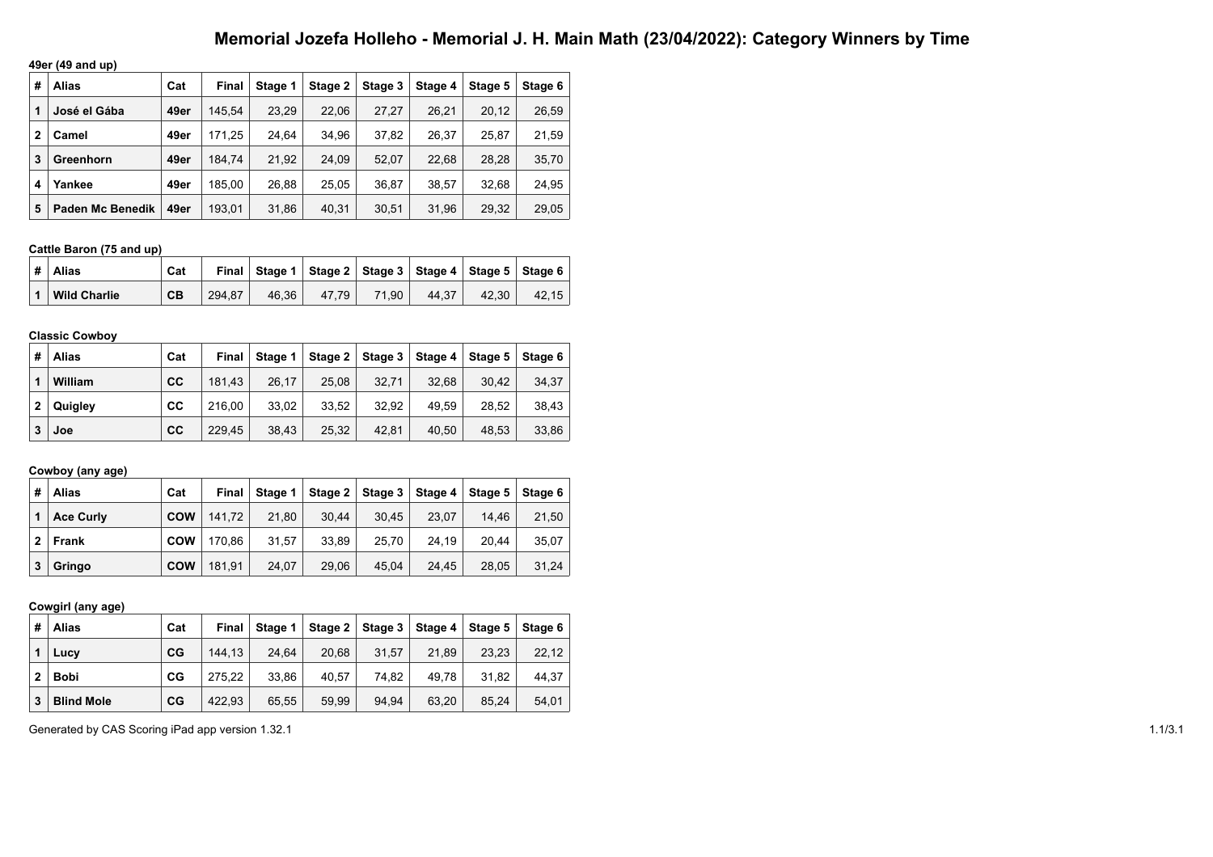# Memorial Jozefa Holleho - Memorial J. H. Main Math (23/04/2022): Category Winners by Time

**49er (49 and up)**

| # | Alias | Cat | Final | Stage 1 | Stage 2 | Stage 3 | Stage 4 | Stage 5 | Stage 6 |
|---|---|---|---|---|---|---|---|---|---|
| 1 | **José el Gába** | **49er** | 145,54 | 23,29 | 22,06 | 27,27 | 26,21 | 20,12 | 26,59 |
| 2 | **Camel** | **49er** | 171,25 | 24,64 | 34,96 | 37,82 | 26,37 | 25,87 | 21,59 |
| 3 | **Greenhorn** | **49er** | 184,74 | 21,92 | 24,09 | 52,07 | 22,68 | 28,28 | 35,70 |
| 4 | **Yankee** | **49er** | 185,00 | 26,88 | 25,05 | 36,87 | 38,57 | 32,68 | 24,95 |
| 5 | **Paden Mc Benedik** | **49er** | 193,01 | 31,86 | 40,31 | 30,51 | 31,96 | 29,32 | 29,05 |

**Cattle Baron (75 and up)**

| # | Alias | Cat | Final | Stage 1 | Stage 2 | Stage 3 | Stage 4 | Stage 5 | Stage 6 |
|---|---|---|---|---|---|---|---|---|---|
| 1 | **Wild Charlie** | **CB** | 294,87 | 46,36 | 47,79 | 71,90 | 44,37 | 42,30 | 42,15 |

**Classic Cowboy**

| # | Alias | Cat | Final | Stage 1 | Stage 2 | Stage 3 | Stage 4 | Stage 5 | Stage 6 |
|---|---|---|---|---|---|---|---|---|---|
| 1 | **William** | **CC** | 181,43 | 26,17 | 25,08 | 32,71 | 32,68 | 30,42 | 34,37 |
| 2 | **Quigley** | **CC** | 216,00 | 33,02 | 33,52 | 32,92 | 49,59 | 28,52 | 38,43 |
| 3 | **Joe** | **CC** | 229,45 | 38,43 | 25,32 | 42,81 | 40,50 | 48,53 | 33,86 |

**Cowboy (any age)**

| # | Alias | Cat | Final | Stage 1 | Stage 2 | Stage 3 | Stage 4 | Stage 5 | Stage 6 |
|---|---|---|---|---|---|---|---|---|---|
| 1 | **Ace Curly** | **COW** | 141,72 | 21,80 | 30,44 | 30,45 | 23,07 | 14,46 | 21,50 |
| 2 | **Frank** | **COW** | 170,86 | 31,57 | 33,89 | 25,70 | 24,19 | 20,44 | 35,07 |
| 3 | **Gringo** | **COW** | 181,91 | 24,07 | 29,06 | 45,04 | 24,45 | 28,05 | 31,24 |

**Cowgirl (any age)**

| # | Alias | Cat | Final | Stage 1 | Stage 2 | Stage 3 | Stage 4 | Stage 5 | Stage 6 |
|---|---|---|---|---|---|---|---|---|---|
| 1 | **Lucy** | **CG** | 144,13 | 24,64 | 20,68 | 31,57 | 21,89 | 23,23 | 22,12 |
| 2 | **Bobi** | **CG** | 275,22 | 33,86 | 40,57 | 74,82 | 49,78 | 31,82 | 44,37 |
| 3 | **Blind Mole** | **CG** | 422,93 | 65,55 | 59,99 | 94,94 | 63,20 | 85,24 | 54,01 |

Generated by CAS Scoring iPad app version 1.32.1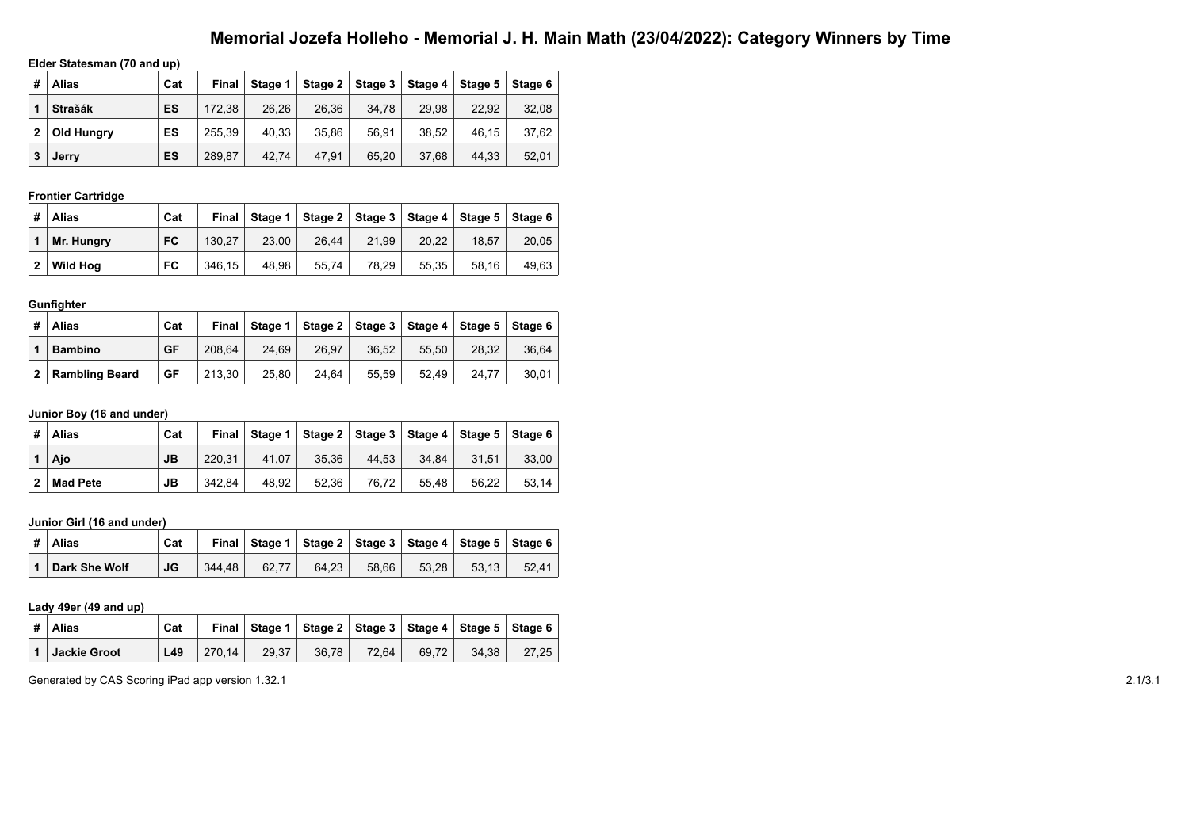# Memorial Jozefa Holleho - Memorial J. H. Main Math (23/04/2022): Category Winners by Time

**Elder Statesman (70 and up)**

| # | Alias | Cat | Final | Stage 1 | Stage 2 | Stage 3 | Stage 4 | Stage 5 | Stage 6 |
|---|---|---|---|---|---|---|---|---|---|
| 1 | Strašák | ES | 172,38 | 26,26 | 26,36 | 34,78 | 29,98 | 22,92 | 32,08 |
| 2 | Old Hungry | ES | 255,39 | 40,33 | 35,86 | 56,91 | 38,52 | 46,15 | 37,62 |
| 3 | Jerry | ES | 289,87 | 42,74 | 47,91 | 65,20 | 37,68 | 44,33 | 52,01 |

**Frontier Cartridge**

| # | Alias | Cat | Final | Stage 1 | Stage 2 | Stage 3 | Stage 4 | Stage 5 | Stage 6 |
|---|---|---|---|---|---|---|---|---|---|
| 1 | Mr. Hungry | FC | 130,27 | 23,00 | 26,44 | 21,99 | 20,22 | 18,57 | 20,05 |
| 2 | Wild Hog | FC | 346,15 | 48,98 | 55,74 | 78,29 | 55,35 | 58,16 | 49,63 |

**Gunfighter**

| # | Alias | Cat | Final | Stage 1 | Stage 2 | Stage 3 | Stage 4 | Stage 5 | Stage 6 |
|---|---|---|---|---|---|---|---|---|---|
| 1 | Bambino | GF | 208,64 | 24,69 | 26,97 | 36,52 | 55,50 | 28,32 | 36,64 |
| 2 | Rambling Beard | GF | 213,30 | 25,80 | 24,64 | 55,59 | 52,49 | 24,77 | 30,01 |

**Junior Boy (16 and under)**

| # | Alias | Cat | Final | Stage 1 | Stage 2 | Stage 3 | Stage 4 | Stage 5 | Stage 6 |
|---|---|---|---|---|---|---|---|---|---|
| 1 | Ajo | JB | 220,31 | 41,07 | 35,36 | 44,53 | 34,84 | 31,51 | 33,00 |
| 2 | Mad Pete | JB | 342,84 | 48,92 | 52,36 | 76,72 | 55,48 | 56,22 | 53,14 |

**Junior Girl (16 and under)**

| # | Alias | Cat | Final | Stage 1 | Stage 2 | Stage 3 | Stage 4 | Stage 5 | Stage 6 |
|---|---|---|---|---|---|---|---|---|---|
| 1 | Dark She Wolf | JG | 344,48 | 62,77 | 64,23 | 58,66 | 53,28 | 53,13 | 52,41 |

**Lady 49er (49 and up)**

| # | Alias | Cat | Final | Stage 1 | Stage 2 | Stage 3 | Stage 4 | Stage 5 | Stage 6 |
|---|---|---|---|---|---|---|---|---|---|
| 1 | Jackie Groot | L49 | 270,14 | 29,37 | 36,78 | 72,64 | 69,72 | 34,38 | 27,25 |

Generated by CAS Scoring iPad app version 1.32.1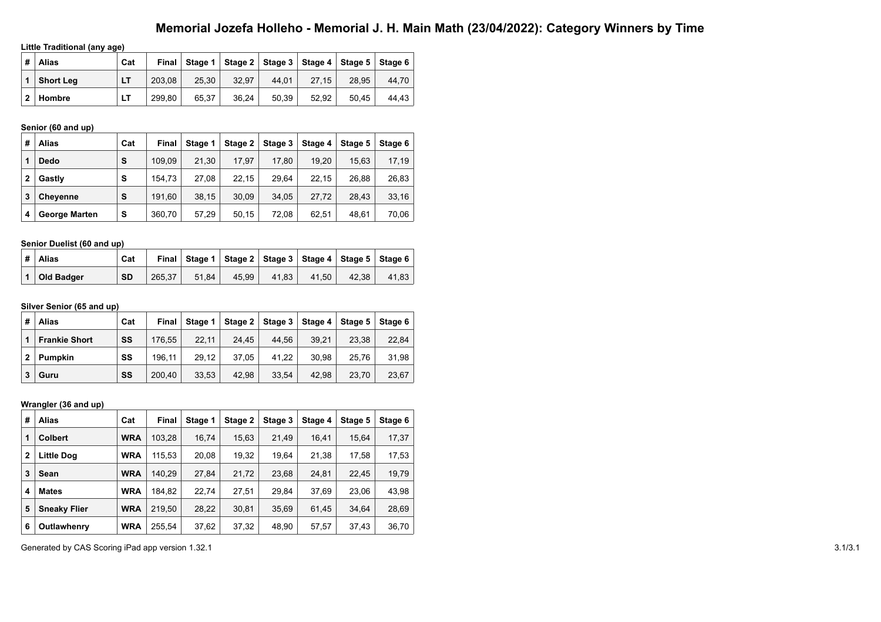# Memorial Jozefa Holleho - Memorial J. H. Main Math (23/04/2022): Category Winners by Time

**Little Traditional (any age)**

| # | Alias | Cat | Final | Stage 1 | Stage 2 | Stage 3 | Stage 4 | Stage 5 | Stage 6 |
|---|---|---|---|---|---|---|---|---|---|
| 1 | **Short Leg** | **LT** | 203,08 | 25,30 | 32,97 | 44,01 | 27,15 | 28,95 | 44,70 |
| 2 | **Hombre** | **LT** | 299,80 | 65,37 | 36,24 | 50,39 | 52,92 | 50,45 | 44,43 |

**Senior (60 and up)**

| # | Alias | Cat | Final | Stage 1 | Stage 2 | Stage 3 | Stage 4 | Stage 5 | Stage 6 |
|---|---|---|---|---|---|---|---|---|---|
| 1 | **Dedo** | **S** | 109,09 | 21,30 | 17,97 | 17,80 | 19,20 | 15,63 | 17,19 |
| 2 | **Gastly** | **S** | 154,73 | 27,08 | 22,15 | 29,64 | 22,15 | 26,88 | 26,83 |
| 3 | **Cheyenne** | **S** | 191,60 | 38,15 | 30,09 | 34,05 | 27,72 | 28,43 | 33,16 |
| 4 | **George Marten** | **S** | 360,70 | 57,29 | 50,15 | 72,08 | 62,51 | 48,61 | 70,06 |

**Senior Duelist (60 and up)**

| # | Alias | Cat | Final | Stage 1 | Stage 2 | Stage 3 | Stage 4 | Stage 5 | Stage 6 |
|---|---|---|---|---|---|---|---|---|---|
| 1 | **Old Badger** | **SD** | 265,37 | 51,84 | 45,99 | 41,83 | 41,50 | 42,38 | 41,83 |

**Silver Senior (65 and up)**

| # | Alias | Cat | Final | Stage 1 | Stage 2 | Stage 3 | Stage 4 | Stage 5 | Stage 6 |
|---|---|---|---|---|---|---|---|---|---|
| 1 | **Frankie Short** | **SS** | 176,55 | 22,11 | 24,45 | 44,56 | 39,21 | 23,38 | 22,84 |
| 2 | **Pumpkin** | **SS** | 196,11 | 29,12 | 37,05 | 41,22 | 30,98 | 25,76 | 31,98 |
| 3 | **Guru** | **SS** | 200,40 | 33,53 | 42,98 | 33,54 | 42,98 | 23,70 | 23,67 |

**Wrangler (36 and up)**

| # | Alias | Cat | Final | Stage 1 | Stage 2 | Stage 3 | Stage 4 | Stage 5 | Stage 6 |
|---|---|---|---|---|---|---|---|---|---|
| 1 | **Colbert** | **WRA** | 103,28 | 16,74 | 15,63 | 21,49 | 16,41 | 15,64 | 17,37 |
| 2 | **Little Dog** | **WRA** | 115,53 | 20,08 | 19,32 | 19,64 | 21,38 | 17,58 | 17,53 |
| 3 | **Sean** | **WRA** | 140,29 | 27,84 | 21,72 | 23,68 | 24,81 | 22,45 | 19,79 |
| 4 | **Mates** | **WRA** | 184,82 | 22,74 | 27,51 | 29,84 | 37,69 | 23,06 | 43,98 |
| 5 | **Sneaky Flier** | **WRA** | 219,50 | 28,22 | 30,81 | 35,69 | 61,45 | 34,64 | 28,69 |
| 6 | **Outlawhenry** | **WRA** | 255,54 | 37,62 | 37,32 | 48,90 | 57,57 | 37,43 | 36,70 |

Generated by CAS Scoring iPad app version 1.32.1